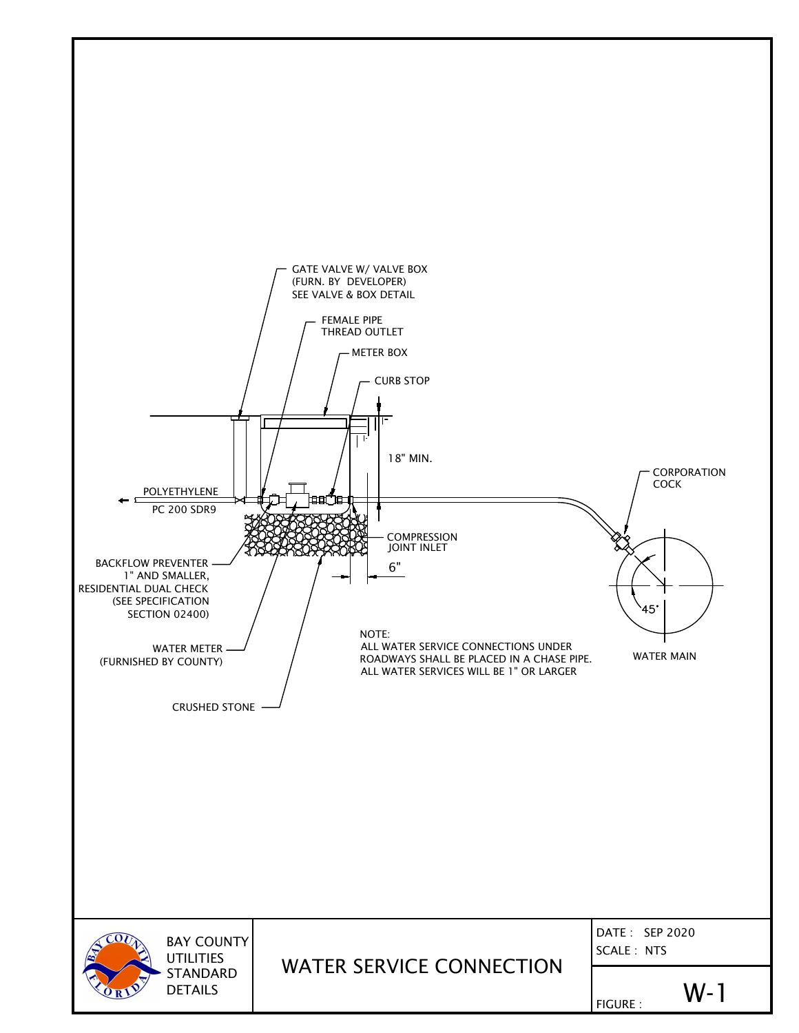GATE VALVE W/ VALVE BOX
(FURN. BY DEVELOPER)
SEE VALVE & BOX DETAIL

FEMALE PIPE
THREAD OUTLET

METER BOX

CURB STOP

18" MIN.

CORPORATION
COCK

POLYETHYLENE

PC 200 SDR9

COMPRESSION
JOINT INLET

6"

BACKFLOW PREVENTER
1" AND SMALLER,
RESIDENTIAL DUAL CHECK
(SEE SPECIFICATION
SECTION 02400)

45°

WATER METER
(FURNISHED BY COUNTY)

NOTE:
ALL WATER SERVICE CONNECTIONS UNDER
ROADWAYS SHALL BE PLACED IN A CHASE PIPE.
ALL WATER SERVICES WILL BE 1" OR LARGER

WATER MAIN

CRUSHED STONE

BAY COUNTY
UTILITIES
STANDARD
DETAILS

# WATER SERVICE CONNECTION

DATE : SEP 2020
SCALE : NTS

FIGURE : W-1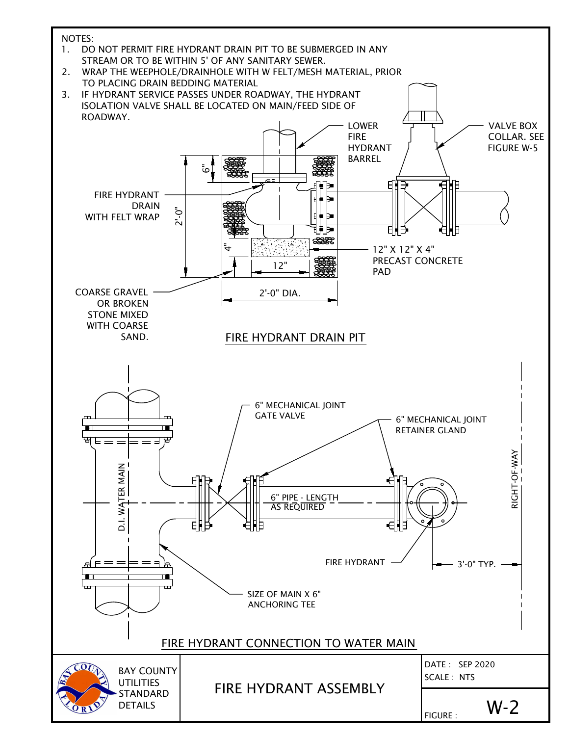NOTES:

1. DO NOT PERMIT FIRE HYDRANT DRAIN PIT TO BE SUBMERGED IN ANY STREAM OR TO BE WITHIN 5' OF ANY SANITARY SEWER.
2. WRAP THE WEEPHOLE/DRAINHOLE WITH W FELT/MESH MATERIAL, PRIOR TO PLACING DRAIN BEDDING MATERIAL
3. IF HYDRANT SERVICE PASSES UNDER ROADWAY, THE HYDRANT ISOLATION VALVE SHALL BE LOCATED ON MAIN/FEED SIDE OF ROADWAY.

LOWER FIRE HYDRANT BARREL

VALVE BOX COLLAR. SEE FIGURE W-5

6"

2'-0"

4"

FIRE HYDRANT DRAIN WITH FELT WRAP

12" X 12" X 4" PRECAST CONCRETE PAD

12"

2'-0" DIA.

COARSE GRAVEL OR BROKEN STONE MIXED WITH COARSE SAND.

## FIRE HYDRANT DRAIN PIT

6" MECHANICAL JOINT GATE VALVE

6" MECHANICAL JOINT RETAINER GLAND

D.I. WATER MAIN

6" PIPE - LENGTH AS REQUIRED

RIGHT-OF-WAY

FIRE HYDRANT

3'-0" TYP.

SIZE OF MAIN X 6" ANCHORING TEE

## FIRE HYDRANT CONNECTION TO WATER MAIN

BAY COUNTY UTILITIES STANDARD DETAILS

# FIRE HYDRANT ASSEMBLY

DATE : SEP 2020

SCALE : NTS

FIGURE : W-2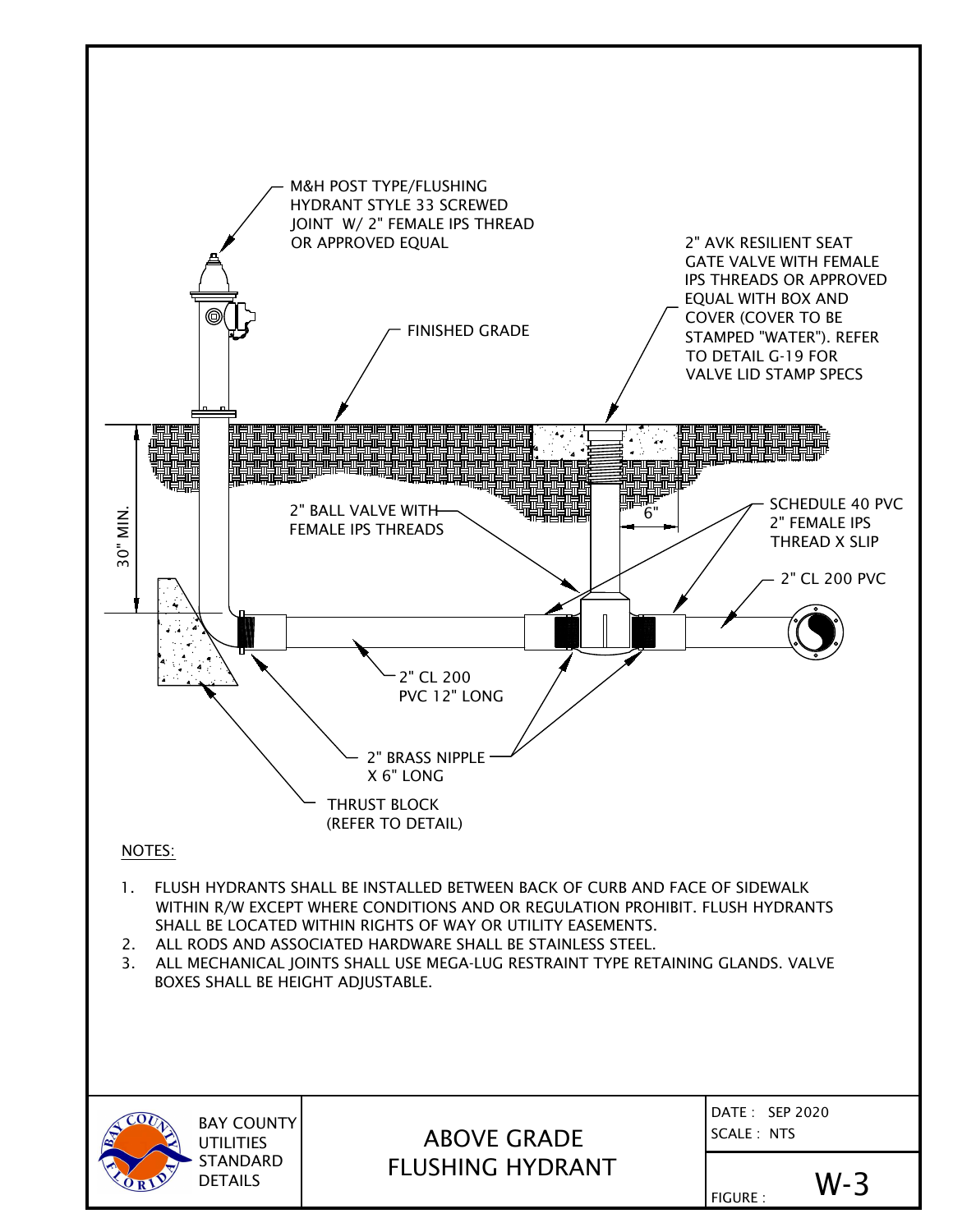M&H POST TYPE/FLUSHING HYDRANT STYLE 33 SCREWED JOINT W/ 2" FEMALE IPS THREAD OR APPROVED EQUAL

2" AVK RESILIENT SEAT GATE VALVE WITH FEMALE IPS THREADS OR APPROVED EQUAL WITH BOX AND COVER (COVER TO BE STAMPED "WATER"). REFER TO DETAIL G-19 FOR VALVE LID STAMP SPECS

FINISHED GRADE

30" MIN.

2" BALL VALVE WITH FEMALE IPS THREADS

6"

SCHEDULE 40 PVC 2" FEMALE IPS THREAD X SLIP

2" CL 200 PVC

2" CL 200 PVC 12" LONG

2" BRASS NIPPLE X 6" LONG

THRUST BLOCK (REFER TO DETAIL)

NOTES:

1. FLUSH HYDRANTS SHALL BE INSTALLED BETWEEN BACK OF CURB AND FACE OF SIDEWALK WITHIN R/W EXCEPT WHERE CONDITIONS AND OR REGULATION PROHIBIT. FLUSH HYDRANTS SHALL BE LOCATED WITHIN RIGHTS OF WAY OR UTILITY EASEMENTS.
2. ALL RODS AND ASSOCIATED HARDWARE SHALL BE STAINLESS STEEL.
3. ALL MECHANICAL JOINTS SHALL USE MEGA-LUG RESTRAINT TYPE RETAINING GLANDS. VALVE BOXES SHALL BE HEIGHT ADJUSTABLE.

| BAY COUNTY UTILITIES STANDARD DETAILS | ABOVE GRADE FLUSHING HYDRANT | DATE : SEP 2020<br>SCALE : NTS<br>FIGURE : W-3 |
| --- | --- | --- |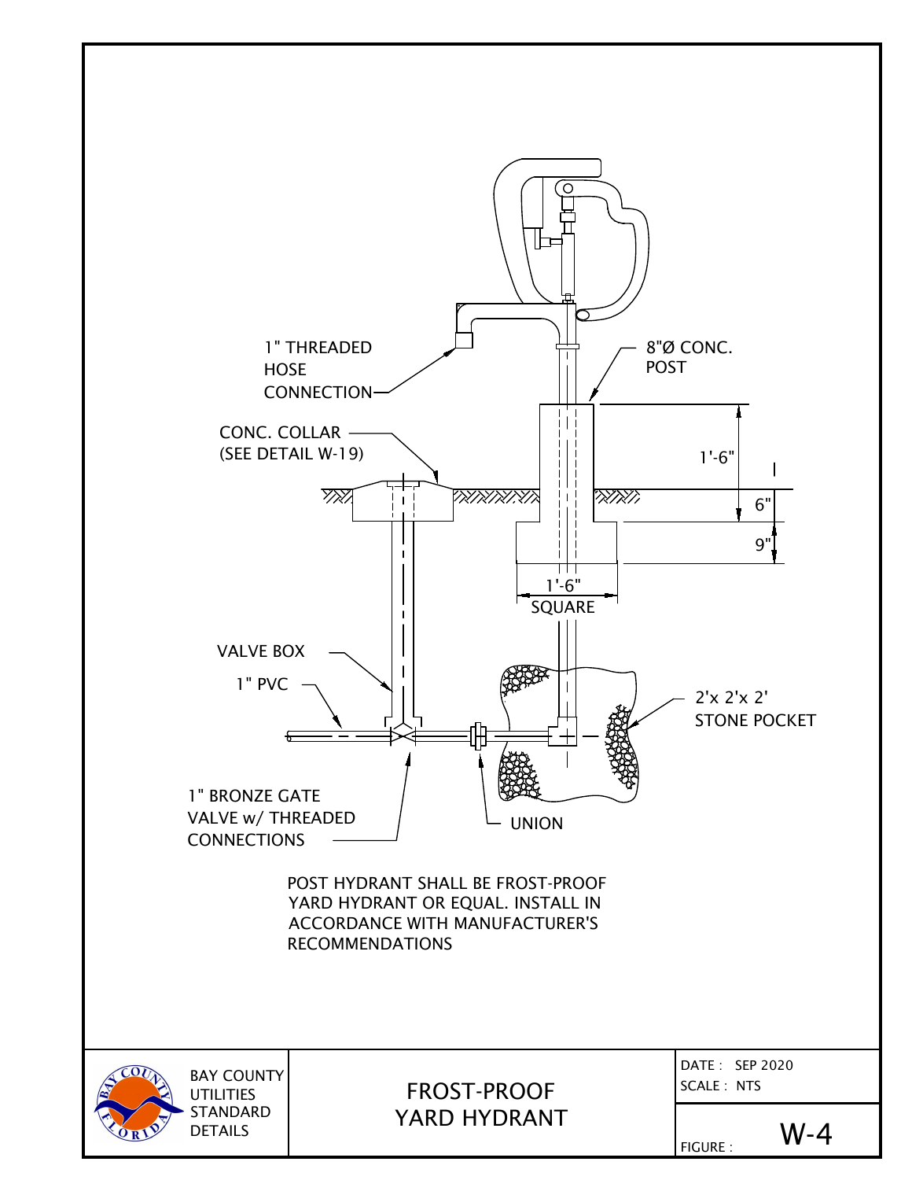1" THREADED HOSE CONNECTION

8"Ø CONC. POST

CONC. COLLAR (SEE DETAIL W-19)

1'-6"

6"

9"

1'-6" SQUARE

VALVE BOX

1" PVC

2'x 2'x 2' STONE POCKET

1" BRONZE GATE VALVE w/ THREADED CONNECTIONS

UNION

POST HYDRANT SHALL BE FROST-PROOF YARD HYDRANT OR EQUAL. INSTALL IN ACCORDANCE WITH MANUFACTURER'S RECOMMENDATIONS

BAY COUNTY UTILITIES STANDARD DETAILS

# FROST-PROOF YARD HYDRANT

DATE : SEP 2020

SCALE : NTS

FIGURE : W-4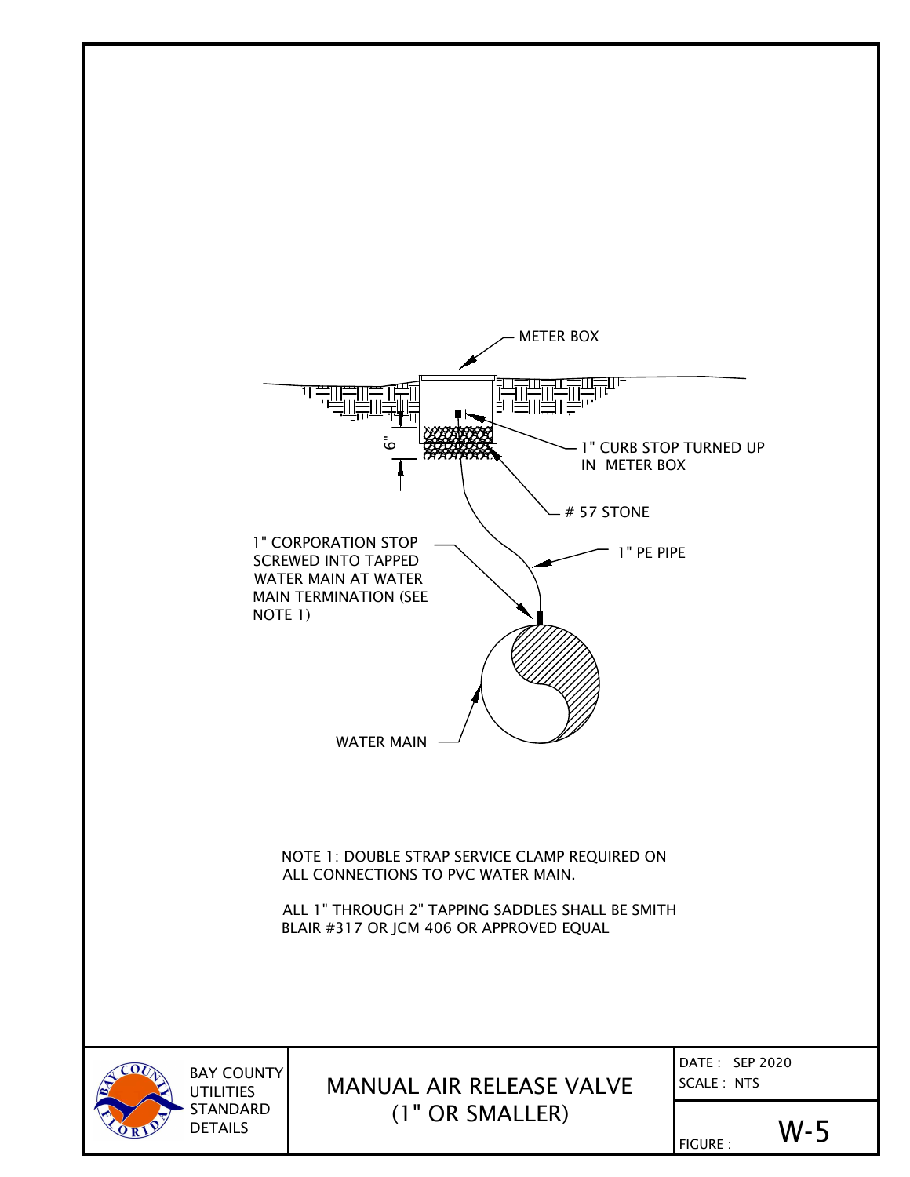METER BOX

6"

1" CURB STOP TURNED UP IN METER BOX

# 57 STONE

1" PE PIPE

1" CORPORATION STOP SCREWED INTO TAPPED WATER MAIN AT WATER MAIN TERMINATION (SEE NOTE 1)

WATER MAIN

NOTE 1: DOUBLE STRAP SERVICE CLAMP REQUIRED ON ALL CONNECTIONS TO PVC WATER MAIN.

ALL 1" THROUGH 2" TAPPING SADDLES SHALL BE SMITH BLAIR #317 OR JCM 406 OR APPROVED EQUAL

| BAY COUNTY UTILITIES STANDARD DETAILS | MANUAL AIR RELEASE VALVE (1" OR SMALLER) | DATE : SEP 2020 SCALE : NTS |
|---|---|---|
| | | FIGURE : W-5 |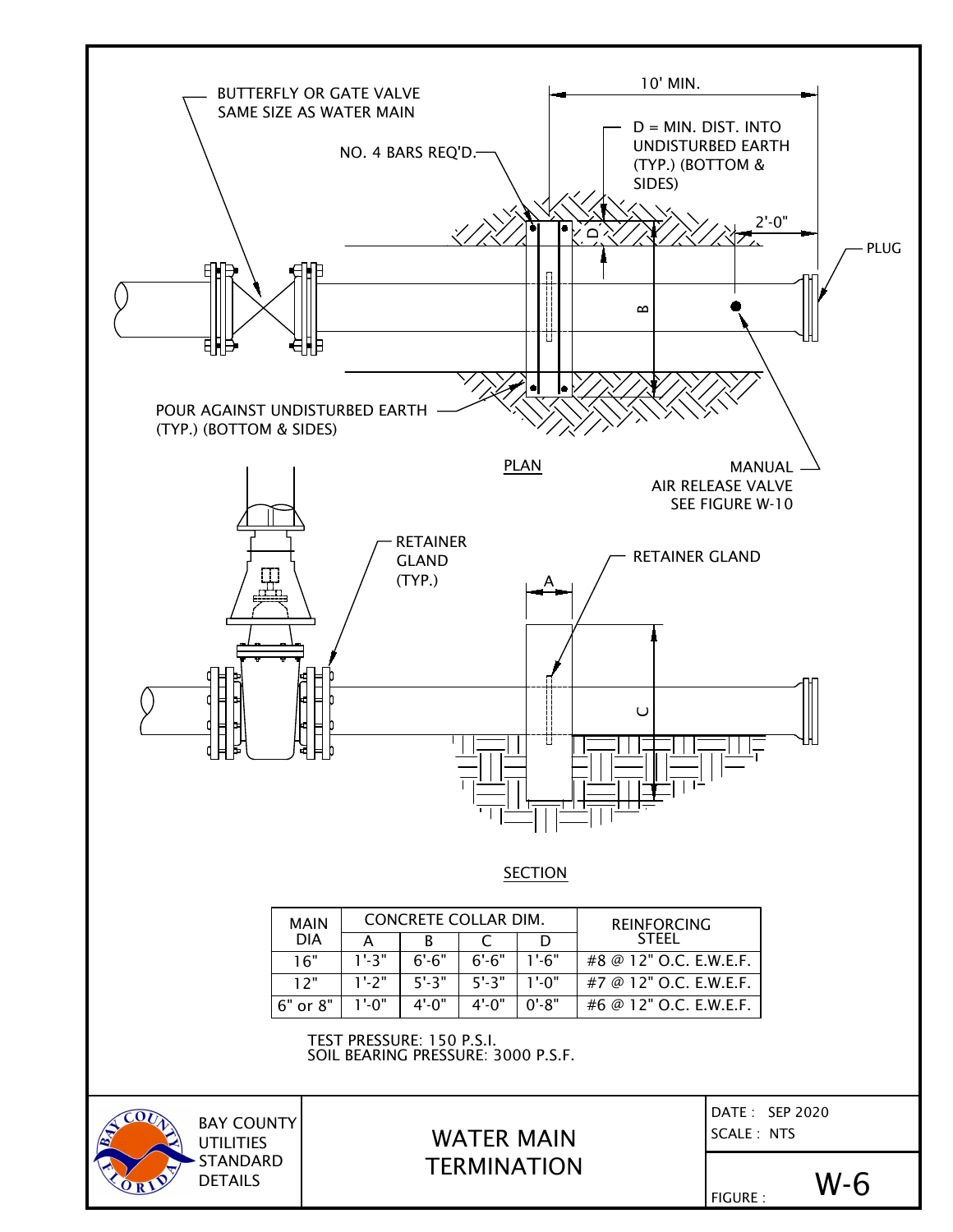BUTTERFLY OR GATE VALVE SAME SIZE AS WATER MAIN

NO. 4 BARS REQ'D.

10' MIN.

D = MIN. DIST. INTO UNDISTURBED EARTH (TYP.) (BOTTOM & SIDES)

2'-0"

PLUG

D

B

POUR AGAINST UNDISTURBED EARTH (TYP.) (BOTTOM & SIDES)

PLAN

MANUAL AIR RELEASE VALVE SEE FIGURE W-10

RETAINER GLAND (TYP.)

A

RETAINER GLAND

C

SECTION

| MAIN DIA | CONCRETE COLLAR DIM. | | | | REINFORCING STEEL |
|---|---|---|---|---|---|
| | A | B | C | D | |
| 16" | 1'-3" | 6'-6" | 6'-6" | 1'-6" | #8 @ 12" O.C. E.W.E.F. |
| 12" | 1'-2" | 5'-3" | 5'-3" | 1'-0" | #7 @ 12" O.C. E.W.E.F. |
| 6" or 8" | 1'-0" | 4'-0" | 4'-0" | 0'-8" | #6 @ 12" O.C. E.W.E.F. |

TEST PRESSURE: 150 P.S.I.
SOIL BEARING PRESSURE: 3000 P.S.F.

BAY COUNTY UTILITIES STANDARD DETAILS

# WATER MAIN TERMINATION

DATE : SEP 2020
SCALE : NTS

FIGURE : W-6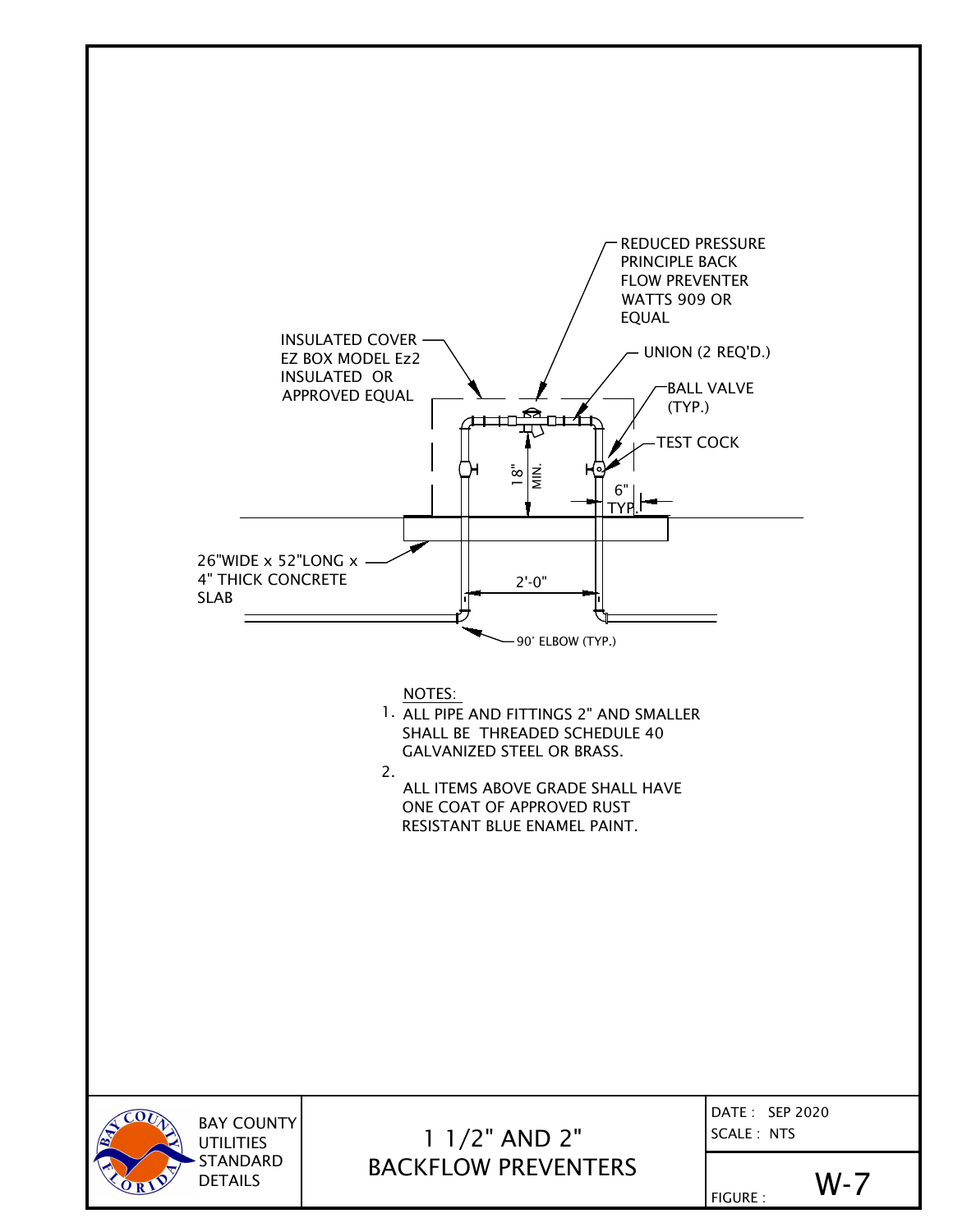REDUCED PRESSURE PRINCIPLE BACK FLOW PREVENTER WATTS 909 OR EQUAL

INSULATED COVER EZ BOX MODEL Ez2 INSULATED OR APPROVED EQUAL

UNION (2 REQ'D.)

BALL VALVE (TYP.)

TEST COCK

18" MIN.

6" TYP.

26"WIDE x 52"LONG x 4" THICK CONCRETE SLAB

2'-0"

90° ELBOW (TYP.)

NOTES:

1. ALL PIPE AND FITTINGS 2" AND SMALLER SHALL BE THREADED SCHEDULE 40 GALVANIZED STEEL OR BRASS.
2. ALL ITEMS ABOVE GRADE SHALL HAVE ONE COAT OF APPROVED RUST RESISTANT BLUE ENAMEL PAINT.

| BAY COUNTY UTILITIES STANDARD DETAILS | 1 1/2" AND 2" BACKFLOW PREVENTERS | DATE : SEP 2020<br>SCALE : NTS<br>FIGURE : W-7 |
|---|---|---|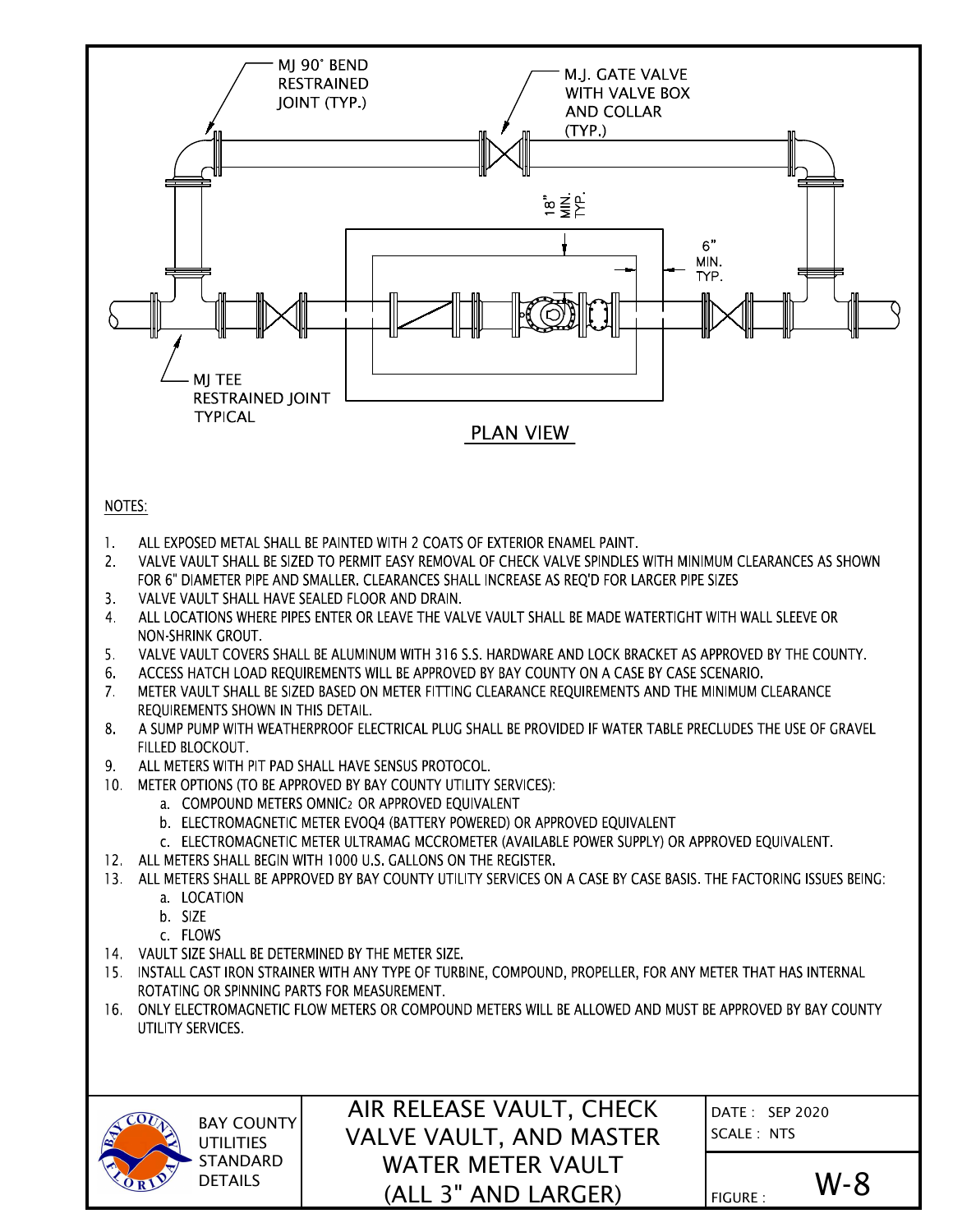MJ 90° BEND RESTRAINED JOINT (TYP.)

M.J. GATE VALVE WITH VALVE BOX AND COLLAR (TYP.)

18" MIN. TYP.

6" MIN. TYP.

MJ TEE RESTRAINED JOINT TYPICAL

## PLAN VIEW

NOTES:

1. ALL EXPOSED METAL SHALL BE PAINTED WITH 2 COATS OF EXTERIOR ENAMEL PAINT.
2. VALVE VAULT SHALL BE SIZED TO PERMIT EASY REMOVAL OF CHECK VALVE SPINDLES WITH MINIMUM CLEARANCES AS SHOWN FOR 6" DIAMETER PIPE AND SMALLER. CLEARANCES SHALL INCREASE AS REQ'D FOR LARGER PIPE SIZES
3. VALVE VAULT SHALL HAVE SEALED FLOOR AND DRAIN.
4. ALL LOCATIONS WHERE PIPES ENTER OR LEAVE THE VALVE VAULT SHALL BE MADE WATERTIGHT WITH WALL SLEEVE OR NON-SHRINK GROUT.
5. VALVE VAULT COVERS SHALL BE ALUMINUM WITH 316 S.S. HARDWARE AND LOCK BRACKET AS APPROVED BY THE COUNTY.
6. ACCESS HATCH LOAD REQUIREMENTS WILL BE APPROVED BY BAY COUNTY ON A CASE BY CASE SCENARIO.
7. METER VAULT SHALL BE SIZED BASED ON METER FITTING CLEARANCE REQUIREMENTS AND THE MINIMUM CLEARANCE REQUIREMENTS SHOWN IN THIS DETAIL.
8. A SUMP PUMP WITH WEATHERPROOF ELECTRICAL PLUG SHALL BE PROVIDED IF WATER TABLE PRECLUDES THE USE OF GRAVEL FILLED BLOCKOUT.
9. ALL METERS WITH PIT PAD SHALL HAVE SENSUS PROTOCOL.
10. METER OPTIONS (TO BE APPROVED BY BAY COUNTY UTILITY SERVICES):
    a. COMPOUND METERS OMNIC2 OR APPROVED EQUIVALENT
    b. ELECTROMAGNETIC METER EVOQ4 (BATTERY POWERED) OR APPROVED EQUIVALENT
    c. ELECTROMAGNETIC METER ULTRAMAG MCCROMETER (AVAILABLE POWER SUPPLY) OR APPROVED EQUIVALENT.
12. ALL METERS SHALL BEGIN WITH 1000 U.S. GALLONS ON THE REGISTER.
13. ALL METERS SHALL BE APPROVED BY BAY COUNTY UTILITY SERVICES ON A CASE BY CASE BASIS. THE FACTORING ISSUES BEING:
    a. LOCATION
    b. SIZE
    c. FLOWS
14. VAULT SIZE SHALL BE DETERMINED BY THE METER SIZE.
15. INSTALL CAST IRON STRAINER WITH ANY TYPE OF TURBINE, COMPOUND, PROPELLER, FOR ANY METER THAT HAS INTERNAL ROTATING OR SPINNING PARTS FOR MEASUREMENT.
16. ONLY ELECTROMAGNETIC FLOW METERS OR COMPOUND METERS WILL BE ALLOWED AND MUST BE APPROVED BY BAY COUNTY UTILITY SERVICES.

| BAY COUNTY UTILITIES STANDARD DETAILS | AIR RELEASE VAULT, CHECK VALVE VAULT, AND MASTER WATER METER VAULT (ALL 3" AND LARGER) | DATE : SEP 2020<br>SCALE : NTS<br>FIGURE : W-8 |
|---|---|---|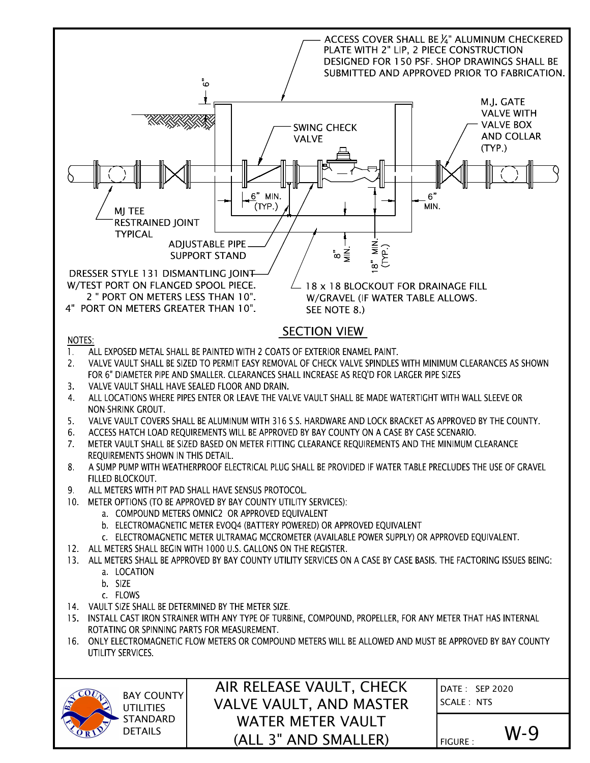ACCESS COVER SHALL BE ¼" ALUMINUM CHECKERED PLATE WITH 2" LIP, 2 PIECE CONSTRUCTION DESIGNED FOR 150 PSF. SHOP DRAWINGS SHALL BE SUBMITTED AND APPROVED PRIOR TO FABRICATION.

6"

SWING CHECK VALVE

M.J. GATE VALVE WITH VALVE BOX AND COLLAR (TYP.)

6" MIN. (TYP.)

6" MIN.

MJ TEE RESTRAINED JOINT TYPICAL

ADJUSTABLE PIPE SUPPORT STAND

8" MIN.

18" MIN. (TYP.)

DRESSER STYLE 131 DISMANTLING JOINT W/TEST PORT ON FLANGED SPOOL PIECE. 2 " PORT ON METERS LESS THAN 10". 4" PORT ON METERS GREATER THAN 10".

18 x 18 BLOCKOUT FOR DRAINAGE FILL W/GRAVEL (IF WATER TABLE ALLOWS. SEE NOTE 8.)

## SECTION VIEW

NOTES:

1. ALL EXPOSED METAL SHALL BE PAINTED WITH 2 COATS OF EXTERIOR ENAMEL PAINT.
2. VALVE VAULT SHALL BE SIZED TO PERMIT EASY REMOVAL OF CHECK VALVE SPINDLES WITH MINIMUM CLEARANCES AS SHOWN FOR 6" DIAMETER PIPE AND SMALLER. CLEARANCES SHALL INCREASE AS REQ'D FOR LARGER PIPE SIZES
3. VALVE VAULT SHALL HAVE SEALED FLOOR AND DRAIN.
4. ALL LOCATIONS WHERE PIPES ENTER OR LEAVE THE VALVE VAULT SHALL BE MADE WATERTIGHT WITH WALL SLEEVE OR NON-SHRINK GROUT.
5. VALVE VAULT COVERS SHALL BE ALUMINUM WITH 316 S.S. HARDWARE AND LOCK BRACKET AS APPROVED BY THE COUNTY.
6. ACCESS HATCH LOAD REQUIREMENTS WILL BE APPROVED BY BAY COUNTY ON A CASE BY CASE SCENARIO.
7. METER VAULT SHALL BE SIZED BASED ON METER FITTING CLEARANCE REQUIREMENTS AND THE MINIMUM CLEARANCE REQUIREMENTS SHOWN IN THIS DETAIL.
8. A SUMP PUMP WITH WEATHERPROOF ELECTRICAL PLUG SHALL BE PROVIDED IF WATER TABLE PRECLUDES THE USE OF GRAVEL FILLED BLOCKOUT.
9. ALL METERS WITH PIT PAD SHALL HAVE SENSUS PROTOCOL.
10. METER OPTIONS (TO BE APPROVED BY BAY COUNTY UTILITY SERVICES):
    a. COMPOUND METERS OMNIC2 OR APPROVED EQUIVALENT
    b. ELECTROMAGNETIC METER EVOQ4 (BATTERY POWERED) OR APPROVED EQUIVALENT
    c. ELECTROMAGNETIC METER ULTRAMAG MCCROMETER (AVAILABLE POWER SUPPLY) OR APPROVED EQUIVALENT.
12. ALL METERS SHALL BEGIN WITH 1000 U.S. GALLONS ON THE REGISTER.
13. ALL METERS SHALL BE APPROVED BY BAY COUNTY UTILITY SERVICES ON A CASE BY CASE BASIS. THE FACTORING ISSUES BEING:
    a. LOCATION
    b. SIZE
    c. FLOWS
14. VAULT SIZE SHALL BE DETERMINED BY THE METER SIZE.
15. INSTALL CAST IRON STRAINER WITH ANY TYPE OF TURBINE, COMPOUND, PROPELLER, FOR ANY METER THAT HAS INTERNAL ROTATING OR SPINNING PARTS FOR MEASUREMENT.
16. ONLY ELECTROMAGNETIC FLOW METERS OR COMPOUND METERS WILL BE ALLOWED AND MUST BE APPROVED BY BAY COUNTY UTILITY SERVICES.

| | | |
|---|---|---|
| BAY COUNTY UTILITIES STANDARD DETAILS | AIR RELEASE VAULT, CHECK VALVE VAULT, AND MASTER WATER METER VAULT (ALL 3" AND SMALLER) | DATE : SEP 2020<br>SCALE : NTS<br>FIGURE : W-9 |